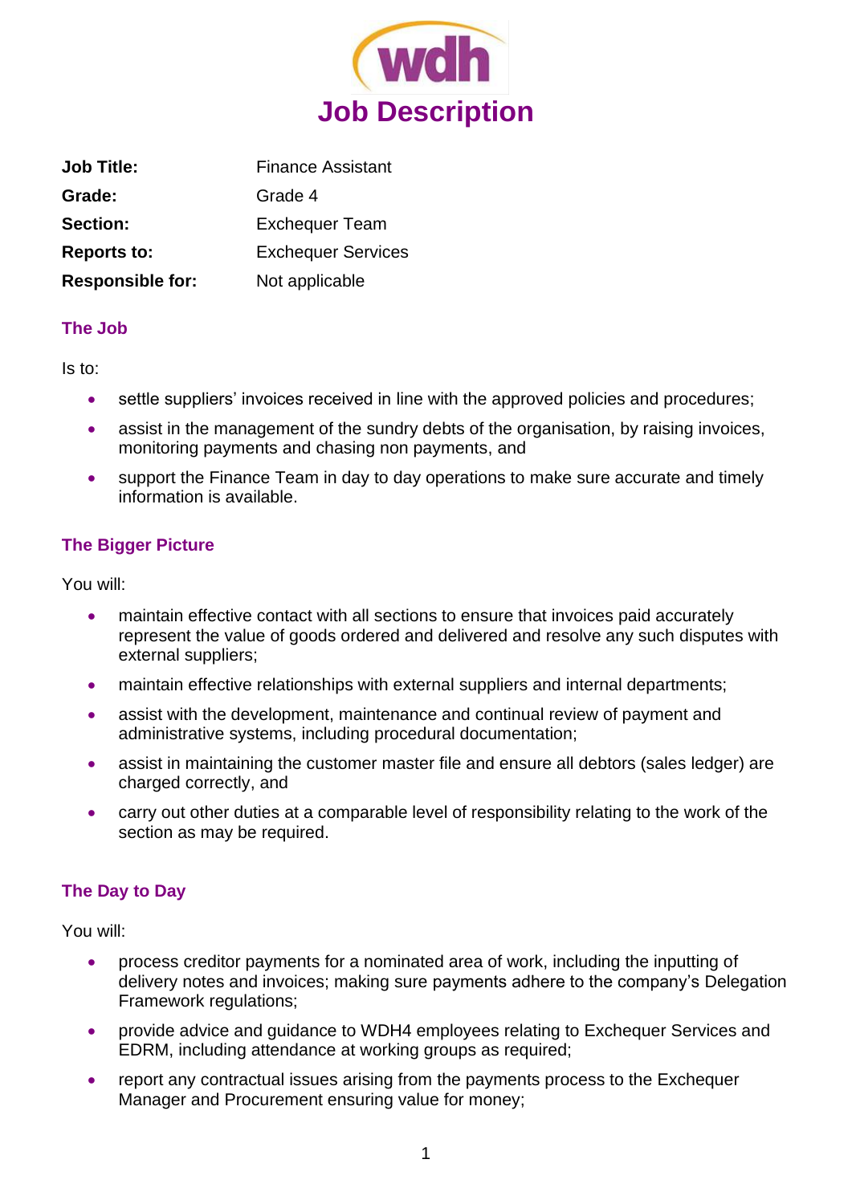wdh

# Job Description

| | |
|---|---|
| **Job Title:** | Finance Assistant |
| **Grade:** | Grade 4 |
| **Section:** | Exchequer Team |
| **Reports to:** | Exchequer Services |
| **Responsible for:** | Not applicable |

## The Job

Is to:

- settle suppliers' invoices received in line with the approved policies and procedures;
- assist in the management of the sundry debts of the organisation, by raising invoices, monitoring payments and chasing non payments, and
- support the Finance Team in day to day operations to make sure accurate and timely information is available.

## The Bigger Picture

You will:

- maintain effective contact with all sections to ensure that invoices paid accurately represent the value of goods ordered and delivered and resolve any such disputes with external suppliers;
- maintain effective relationships with external suppliers and internal departments;
- assist with the development, maintenance and continual review of payment and administrative systems, including procedural documentation;
- assist in maintaining the customer master file and ensure all debtors (sales ledger) are charged correctly, and
- carry out other duties at a comparable level of responsibility relating to the work of the section as may be required.

## The Day to Day

You will:

- process creditor payments for a nominated area of work, including the inputting of delivery notes and invoices; making sure payments adhere to the company's Delegation Framework regulations;
- provide advice and guidance to WDH4 employees relating to Exchequer Services and EDRM, including attendance at working groups as required;
- report any contractual issues arising from the payments process to the Exchequer Manager and Procurement ensuring value for money;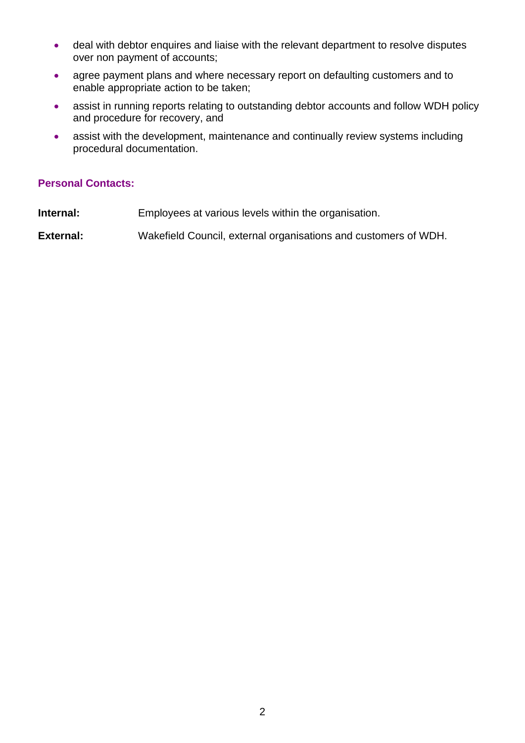- deal with debtor enquires and liaise with the relevant department to resolve disputes over non payment of accounts;
- agree payment plans and where necessary report on defaulting customers and to enable appropriate action to be taken;
- assist in running reports relating to outstanding debtor accounts and follow WDH policy and procedure for recovery, and
- assist with the development, maintenance and continually review systems including procedural documentation.

### Personal Contacts:

**Internal:** Employees at various levels within the organisation.

**External:** Wakefield Council, external organisations and customers of WDH.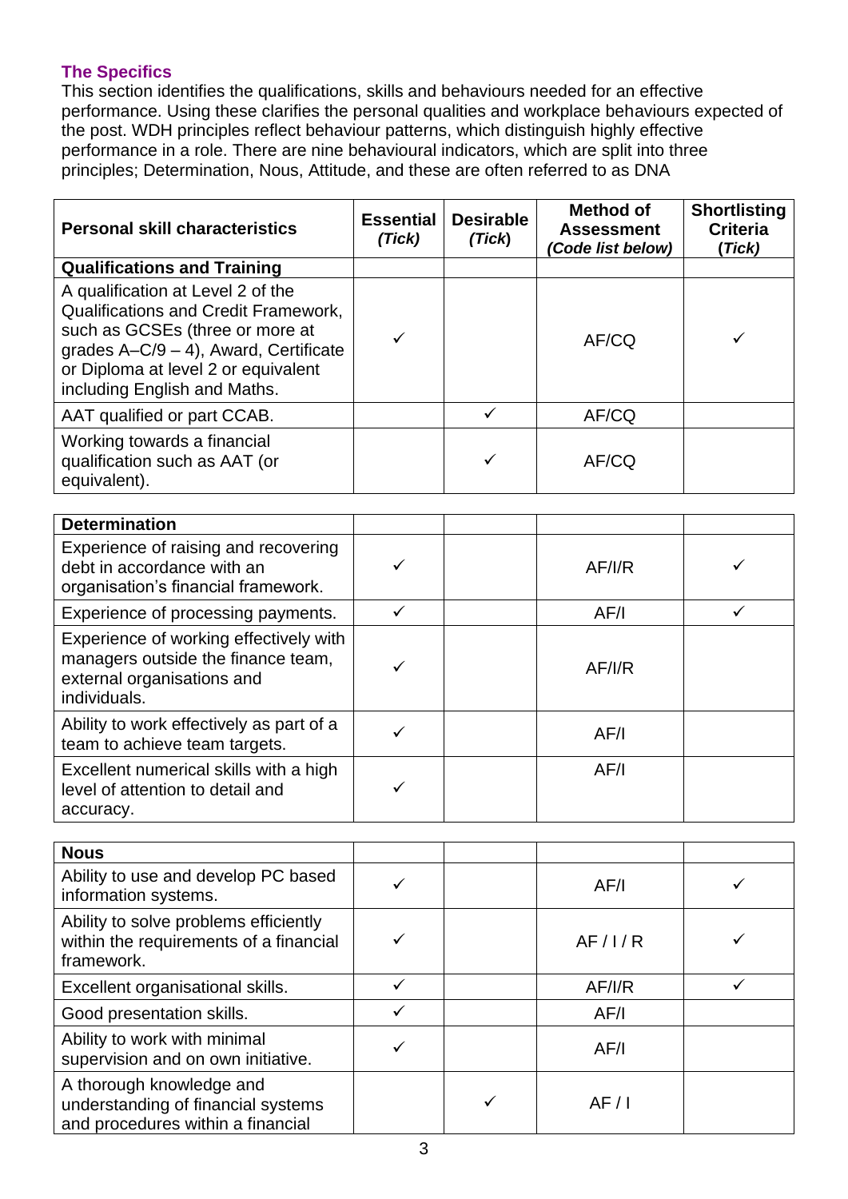### The Specifics

This section identifies the qualifications, skills and behaviours needed for an effective performance. Using these clarifies the personal qualities and workplace behaviours expected of the post. WDH principles reflect behaviour patterns, which distinguish highly effective performance in a role. There are nine behavioural indicators, which are split into three principles; Determination, Nous, Attitude, and these are often referred to as DNA

| Personal skill characteristics | Essential *(Tick)* | Desirable *(Tick)* | Method of Assessment *(Code list below)* | Shortlisting Criteria *(Tick)* |
|---|---|---|---|---|
| **Qualifications and Training** | | | | |
| A qualification at Level 2 of the Qualifications and Credit Framework, such as GCSEs (three or more at grades A–C/9 – 4), Award, Certificate or Diploma at level 2 or equivalent including English and Maths. | ✓ | | AF/CQ | ✓ |
| AAT qualified or part CCAB. | | ✓ | AF/CQ | |
| Working towards a financial qualification such as AAT (or equivalent). | | ✓ | AF/CQ | |
| **Determination** | | | | |
| Experience of raising and recovering debt in accordance with an organisation's financial framework. | ✓ | | AF/I/R | ✓ |
| Experience of processing payments. | ✓ | | AF/I | ✓ |
| Experience of working effectively with managers outside the finance team, external organisations and individuals. | ✓ | | AF/I/R | |
| Ability to work effectively as part of a team to achieve team targets. | ✓ | | AF/I | |
| Excellent numerical skills with a high level of attention to detail and accuracy. | ✓ | | AF/I | |
| **Nous** | | | | |
| Ability to use and develop PC based information systems. | ✓ | | AF/I | ✓ |
| Ability to solve problems efficiently within the requirements of a financial framework. | ✓ | | AF / I / R | ✓ |
| Excellent organisational skills. | ✓ | | AF/I/R | ✓ |
| Good presentation skills. | ✓ | | AF/I | |
| Ability to work with minimal supervision and on own initiative. | ✓ | | AF/I | |
| A thorough knowledge and understanding of financial systems and procedures within a financial | | ✓ | AF / I | |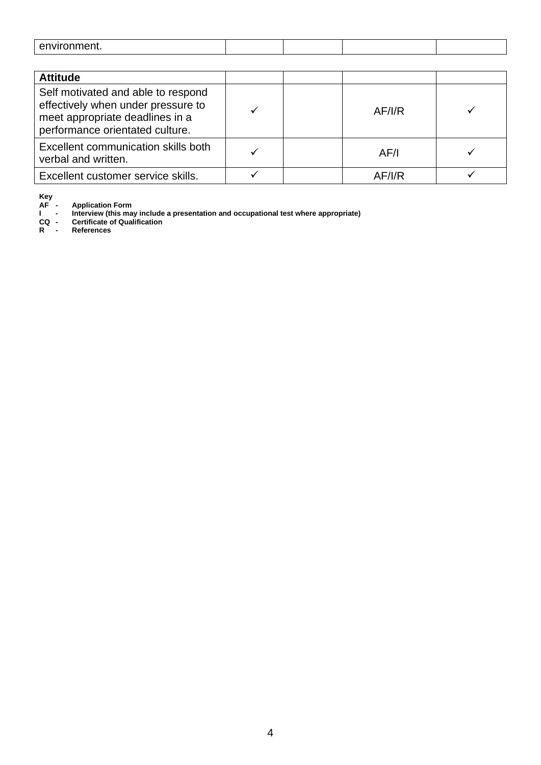| | | | | |
|---|---|---|---|---|
| environment. | | | | |

| Attitude | | | | |
|---|---|---|---|---|
| Self motivated and able to respond effectively when under pressure to meet appropriate deadlines in a performance orientated culture. | ✓ | | AF/I/R | ✓ |
| Excellent communication skills both verbal and written. | ✓ | | AF/I | ✓ |
| Excellent customer service skills. | ✓ | | AF/I/R | ✓ |

**Key**
**AF - Application Form**
**I - Interview (this may include a presentation and occupational test where appropriate)**
**CQ - Certificate of Qualification**
**R - References**